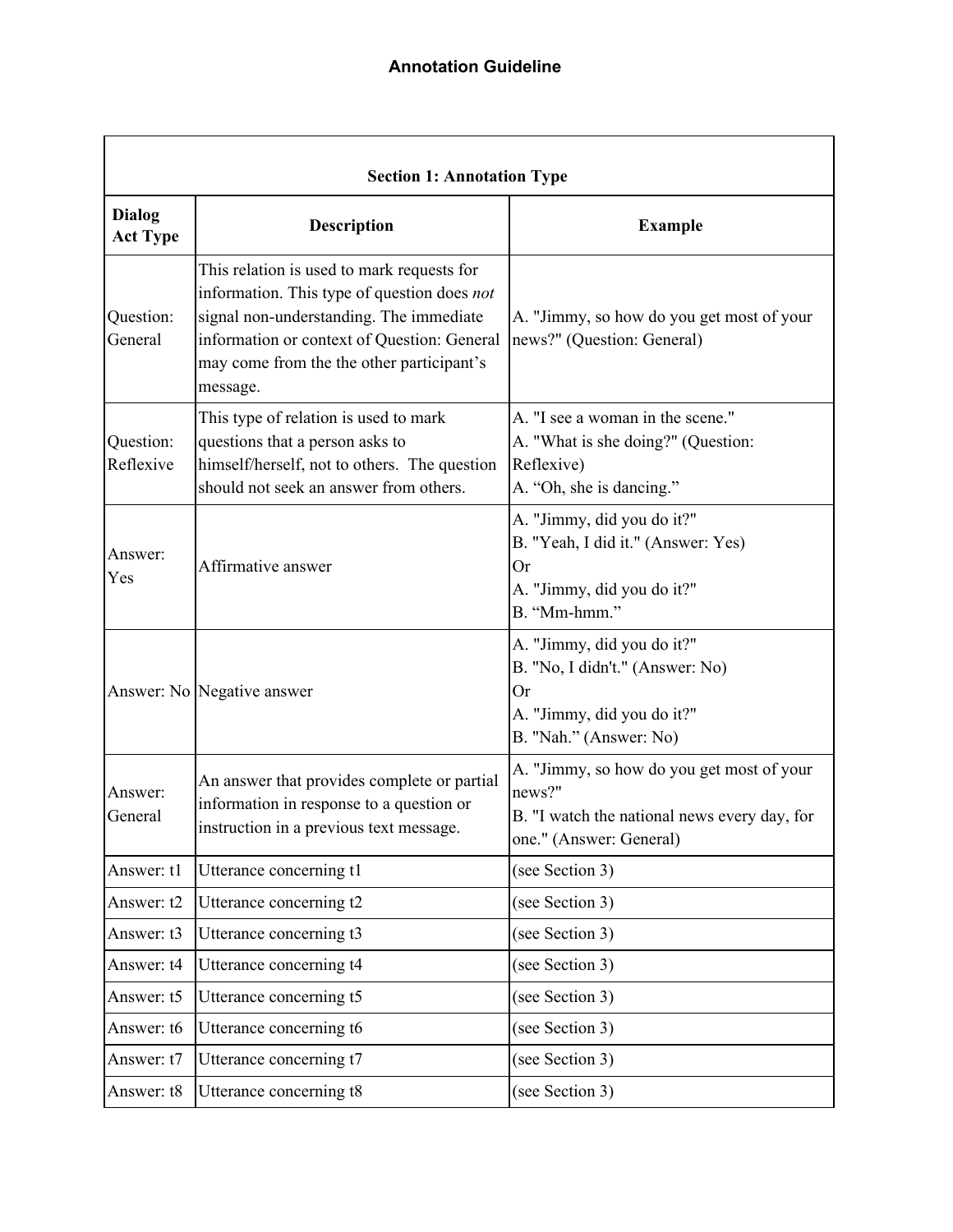# Annotation Guideline

| Section 1: Annotation Type | | |
|---|---|---|
| **Dialog Act Type** | **Description** | **Example** |
| Question: General | This relation is used to mark requests for information. This type of question does *not* signal non-understanding. The immediate information or context of Question: General may come from the the other participant's message. | A. "Jimmy, so how do you get most of your news?" (Question: General) |
| Question: Reflexive | This type of relation is used to mark questions that a person asks to himself/herself, not to others. The question should not seek an answer from others. | A. "I see a woman in the scene."<br>A. "What is she doing?" (Question: Reflexive)<br>A. "Oh, she is dancing." |
| Answer: Yes | Affirmative answer | A. "Jimmy, did you do it?"<br>B. "Yeah, I did it." (Answer: Yes)<br>Or<br>A. "Jimmy, did you do it?"<br>B. "Mm-hmm." |
| Answer: No | Negative answer | A. "Jimmy, did you do it?"<br>B. "No, I didn't." (Answer: No)<br>Or<br>A. "Jimmy, did you do it?"<br>B. "Nah." (Answer: No) |
| Answer: General | An answer that provides complete or partial information in response to a question or instruction in a previous text message. | A. "Jimmy, so how do you get most of your news?"<br>B. "I watch the national news every day, for one." (Answer: General) |
| Answer: t1 | Utterance concerning t1 | (see Section 3) |
| Answer: t2 | Utterance concerning t2 | (see Section 3) |
| Answer: t3 | Utterance concerning t3 | (see Section 3) |
| Answer: t4 | Utterance concerning t4 | (see Section 3) |
| Answer: t5 | Utterance concerning t5 | (see Section 3) |
| Answer: t6 | Utterance concerning t6 | (see Section 3) |
| Answer: t7 | Utterance concerning t7 | (see Section 3) |
| Answer: t8 | Utterance concerning t8 | (see Section 3) |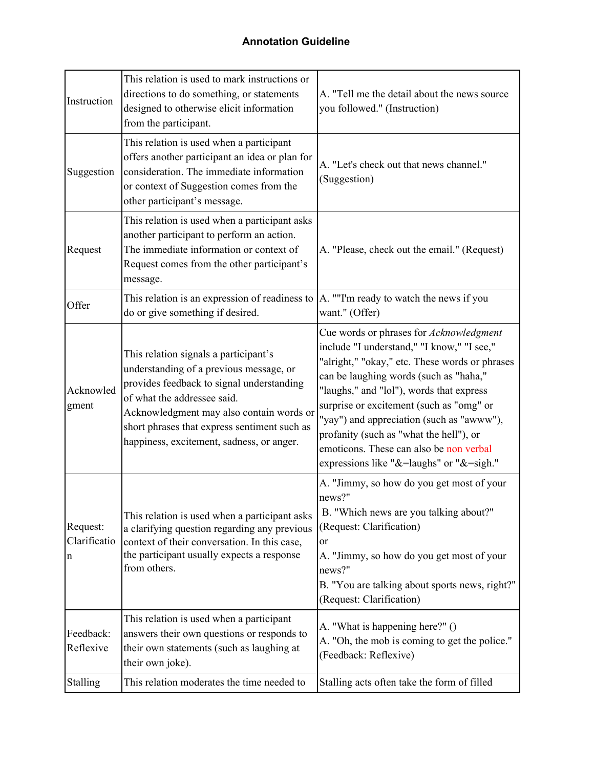**Annotation Guideline**

| | | |
|---|---|---|
| Instruction | This relation is used to mark instructions or directions to do something, or statements designed to otherwise elicit information from the participant. | A. "Tell me the detail about the news source you followed." (Instruction) |
| Suggestion | This relation is used when a participant offers another participant an idea or plan for consideration. The immediate information or context of Suggestion comes from the other participant's message. | A. "Let's check out that news channel." (Suggestion) |
| Request | This relation is used when a participant asks another participant to perform an action. The immediate information or context of Request comes from the other participant's message. | A. "Please, check out the email." (Request) |
| Offer | This relation is an expression of readiness to do or give something if desired. | A. ""I'm ready to watch the news if you want." (Offer) |
| Acknowledgment | This relation signals a participant's understanding of a previous message, or provides feedback to signal understanding of what the addressee said. Acknowledgment may also contain words or short phrases that express sentiment such as happiness, excitement, sadness, or anger. | Cue words or phrases for *Acknowledgment* include "I understand," "I know," "I see," "alright," "okay," etc. These words or phrases can be laughing words (such as "haha," "laughs," and "lol"), words that express surprise or excitement (such as "omg" or "yay") and appreciation (such as "awww"), profanity (such as "what the hell"), or emoticons. These can also be non verbal expressions like "&=laughs" or "&=sigh." |
| Request: Clarification | This relation is used when a participant asks a clarifying question regarding any previous context of their conversation. In this case, the participant usually expects a response from others. | A. "Jimmy, so how do you get most of your news?"<br>B. "Which news are you talking about?" (Request: Clarification)<br>or<br>A. "Jimmy, so how do you get most of your news?"<br>B. "You are talking about sports news, right?" (Request: Clarification) |
| Feedback: Reflexive | This relation is used when a participant answers their own questions or responds to their own statements (such as laughing at their own joke). | A. "What is happening here?" ()<br>A. "Oh, the mob is coming to get the police." (Feedback: Reflexive) |
| Stalling | This relation moderates the time needed to | Stalling acts often take the form of filled |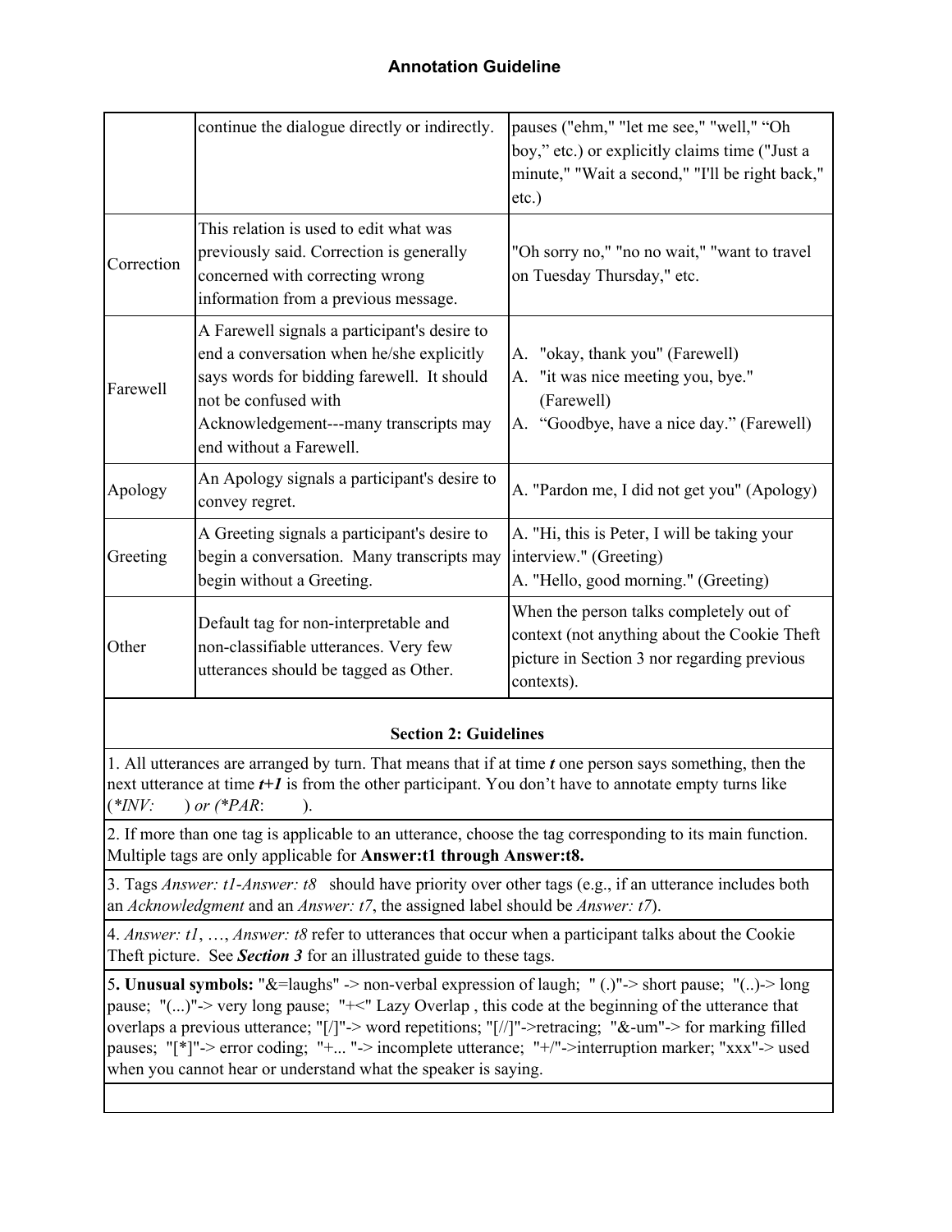# Annotation Guideline

| | | |
|---|---|---|
| | continue the dialogue directly or indirectly. | pauses ("ehm," "let me see," "well," "Oh boy," etc.) or explicitly claims time ("Just a minute," "Wait a second," "I'll be right back," etc.) |
| Correction | This relation is used to edit what was previously said. Correction is generally concerned with correcting wrong information from a previous message. | "Oh sorry no," "no no wait," "want to travel on Tuesday Thursday," etc. |
| Farewell | A Farewell signals a participant's desire to end a conversation when he/she explicitly says words for bidding farewell. It should not be confused with Acknowledgement---many transcripts may end without a Farewell. | A. "okay, thank you" (Farewell)<br>A. "it was nice meeting you, bye." (Farewell)<br>A. "Goodbye, have a nice day." (Farewell) |
| Apology | An Apology signals a participant's desire to convey regret. | A. "Pardon me, I did not get you" (Apology) |
| Greeting | A Greeting signals a participant's desire to begin a conversation. Many transcripts may begin without a Greeting. | A. "Hi, this is Peter, I will be taking your interview." (Greeting)<br>A. "Hello, good morning." (Greeting) |
| Other | Default tag for non-interpretable and non-classifiable utterances. Very few utterances should be tagged as Other. | When the person talks completely out of context (not anything about the Cookie Theft picture in Section 3 nor regarding previous contexts). |

## Section 2: Guidelines

1. All utterances are arranged by turn. That means that if at time ***t*** one person says something, then the next utterance at time ***t+1*** is from the other participant. You don't have to annotate empty turns like (*\*INV:* ) *or (\*PAR*: ).

2. If more than one tag is applicable to an utterance, choose the tag corresponding to its main function. Multiple tags are only applicable for **Answer:t1 through Answer:t8.**

3. Tags *Answer: t1-Answer: t8* should have priority over other tags (e.g., if an utterance includes both an *Acknowledgment* and an *Answer: t7*, the assigned label should be *Answer: t7*).

4. *Answer: t1*, …, *Answer: t8* refer to utterances that occur when a participant talks about the Cookie Theft picture. See ***Section 3*** for an illustrated guide to these tags.

5. **Unusual symbols:** "&=laughs" -> non-verbal expression of laugh; " (.)"-> short pause; "(..)-> long pause; "(...)"-> very long pause; "+<" Lazy Overlap , this code at the beginning of the utterance that overlaps a previous utterance; "[/]"-> word repetitions; "[//]"->retracing; "&-um"-> for marking filled pauses; "[*]"-> error coding; "+... "-> incomplete utterance; "+/"->interruption marker; "xxx"-> used when you cannot hear or understand what the speaker is saying.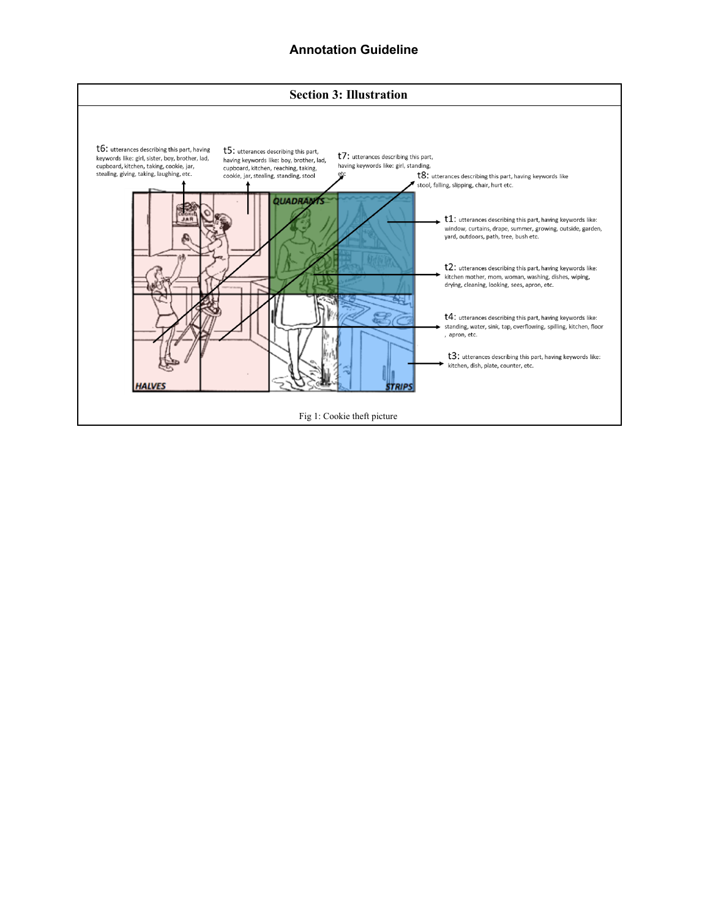## Annotation Guideline

### Section 3: Illustration

t6: utterances describing this part, having keywords like: girl, sister, boy, brother, lad, cupboard, kitchen, taking, cookie, jar, stealing, giving, taking, laughing, etc.

t5: utterances describing this part, having keywords like: boy, brother, lad, cupboard, kitchen, reaching, taking, cookie, jar, stealing, standing, stool

t7: utterances describing this part, having keywords like: girl, standing, etc

t8: utterances describing this part, having keywords like stool, falling, slipping, chair, hurt etc.

t1: utterances describing this part, having keywords like: window, curtains, drape, summer, growing, outside, garden, yard, outdoors, path, tree, bush etc.

t2: utterances describing this part, having keywords like: kitchen mother, mom, woman, washing, dishes, wiping, drying, cleaning, looking, sees, apron, etc.

t4: utterances describing this part, having keywords like: standing, water, sink, tap, overflowing, spilling, kitchen, floor , apron, etc.

t3: utterances describing this part, having keywords like: kitchen, dish, plate, counter, etc.

QUADRANTS

HALVES

STRIPS

Fig 1: Cookie theft picture